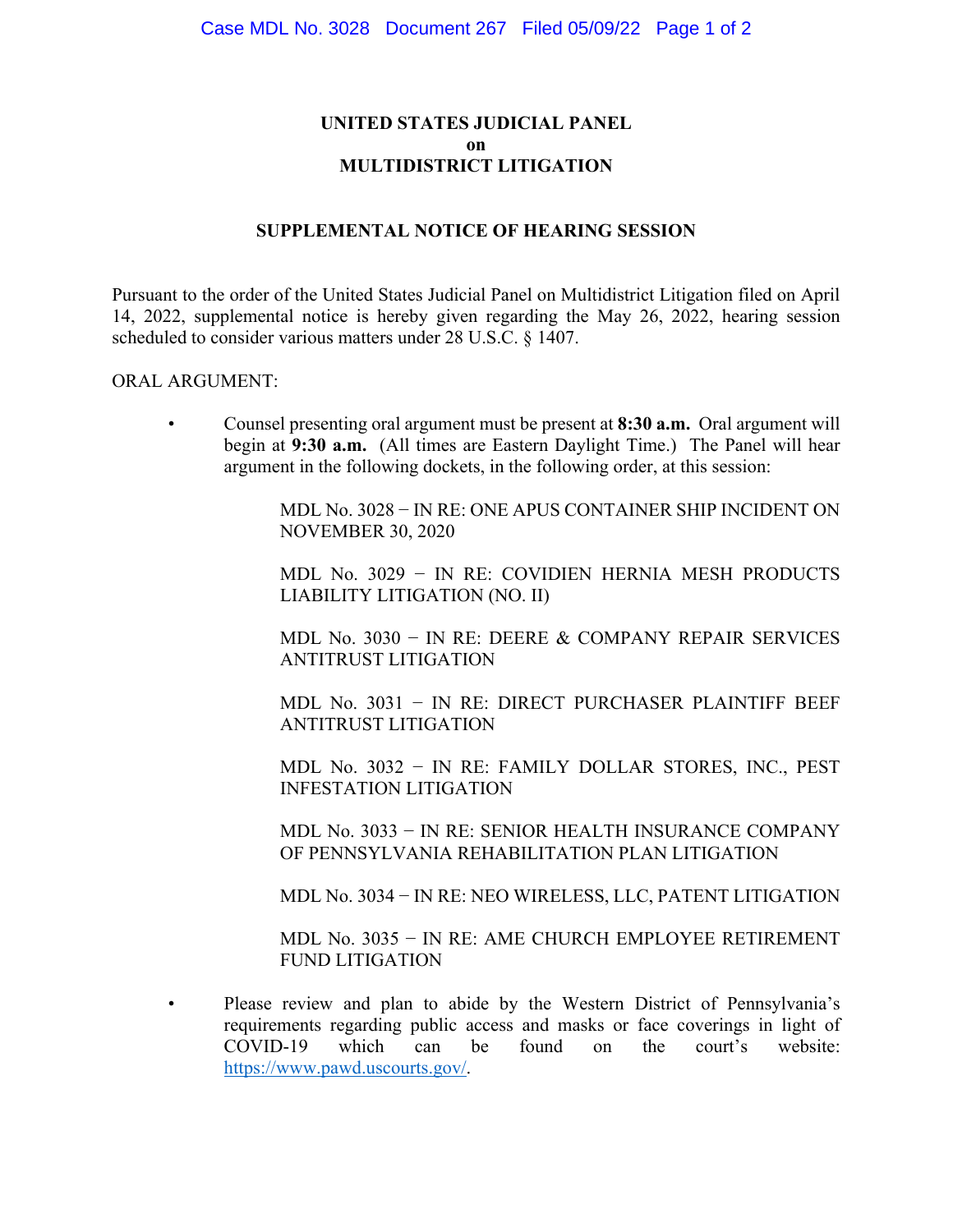# UNITED STATES JUDICIAL PANEL
# on
# MULTIDISTRICT LITIGATION

## SUPPLEMENTAL NOTICE OF HEARING SESSION

Pursuant to the order of the United States Judicial Panel on Multidistrict Litigation filed on April 14, 2022, supplemental notice is hereby given regarding the May 26, 2022, hearing session scheduled to consider various matters under 28 U.S.C. § 1407.

ORAL ARGUMENT:

- Counsel presenting oral argument must be present at **8:30 a.m.** Oral argument will begin at **9:30 a.m.** (All times are Eastern Daylight Time.) The Panel will hear argument in the following dockets, in the following order, at this session:

  MDL No. 3028 − IN RE: ONE APUS CONTAINER SHIP INCIDENT ON NOVEMBER 30, 2020

  MDL No. 3029 − IN RE: COVIDIEN HERNIA MESH PRODUCTS LIABILITY LITIGATION (NO. II)

  MDL No. 3030 − IN RE: DEERE & COMPANY REPAIR SERVICES ANTITRUST LITIGATION

  MDL No. 3031 − IN RE: DIRECT PURCHASER PLAINTIFF BEEF ANTITRUST LITIGATION

  MDL No. 3032 − IN RE: FAMILY DOLLAR STORES, INC., PEST INFESTATION LITIGATION

  MDL No. 3033 − IN RE: SENIOR HEALTH INSURANCE COMPANY OF PENNSYLVANIA REHABILITATION PLAN LITIGATION

  MDL No. 3034 − IN RE: NEO WIRELESS, LLC, PATENT LITIGATION

  MDL No. 3035 − IN RE: AME CHURCH EMPLOYEE RETIREMENT FUND LITIGATION

- Please review and plan to abide by the Western District of Pennsylvania's requirements regarding public access and masks or face coverings in light of COVID-19 which can be found on the court's website: https://www.pawd.uscourts.gov/.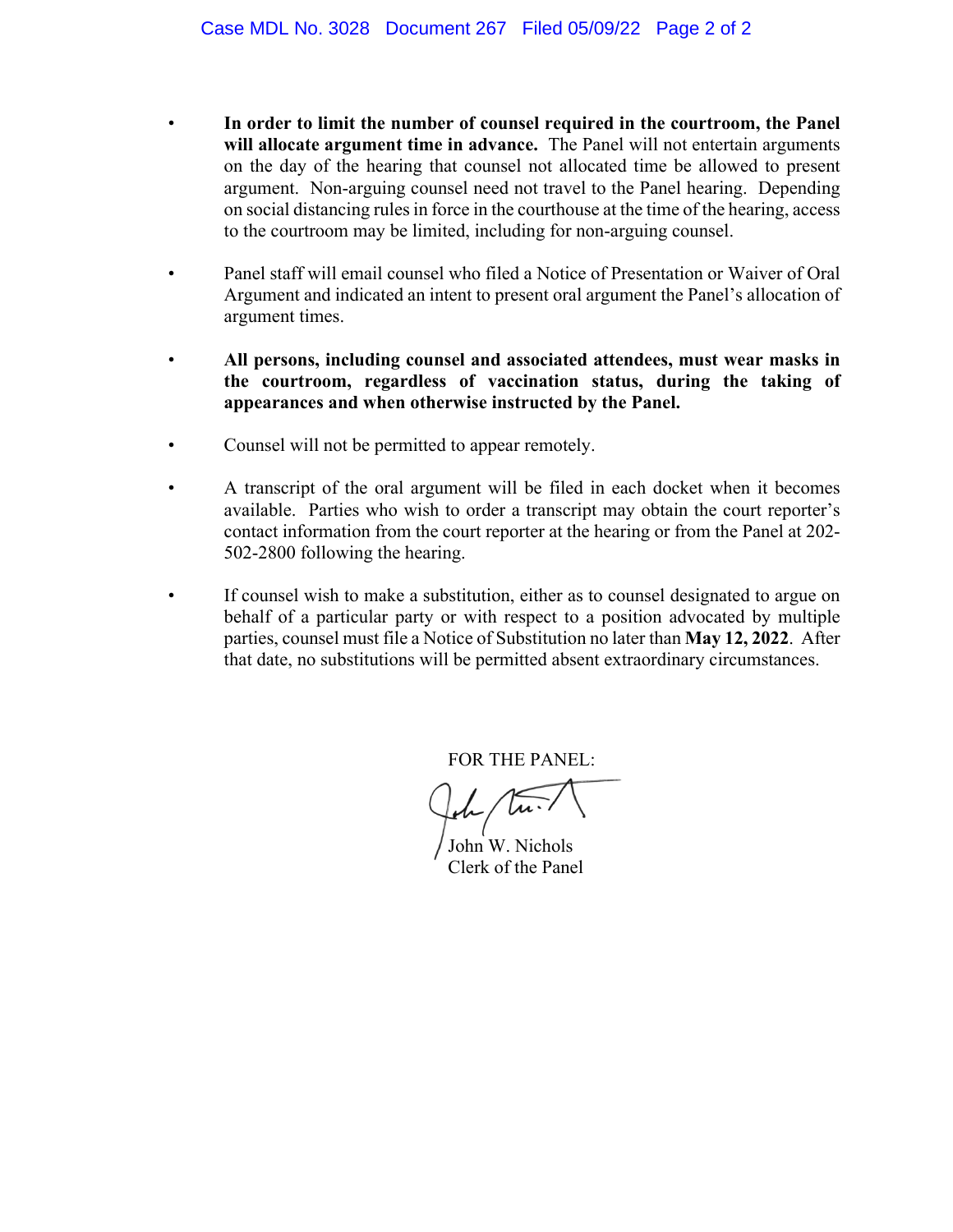- **In order to limit the number of counsel required in the courtroom, the Panel will allocate argument time in advance.** The Panel will not entertain arguments on the day of the hearing that counsel not allocated time be allowed to present argument. Non-arguing counsel need not travel to the Panel hearing. Depending on social distancing rules in force in the courthouse at the time of the hearing, access to the courtroom may be limited, including for non-arguing counsel.

- Panel staff will email counsel who filed a Notice of Presentation or Waiver of Oral Argument and indicated an intent to present oral argument the Panel's allocation of argument times.

- **All persons, including counsel and associated attendees, must wear masks in the courtroom, regardless of vaccination status, during the taking of appearances and when otherwise instructed by the Panel.**

- Counsel will not be permitted to appear remotely.

- A transcript of the oral argument will be filed in each docket when it becomes available. Parties who wish to order a transcript may obtain the court reporter's contact information from the court reporter at the hearing or from the Panel at 202-502-2800 following the hearing.

- If counsel wish to make a substitution, either as to counsel designated to argue on behalf of a particular party or with respect to a position advocated by multiple parties, counsel must file a Notice of Substitution no later than **May 12, 2022**. After that date, no substitutions will be permitted absent extraordinary circumstances.

FOR THE PANEL:

John W. Nichols
Clerk of the Panel